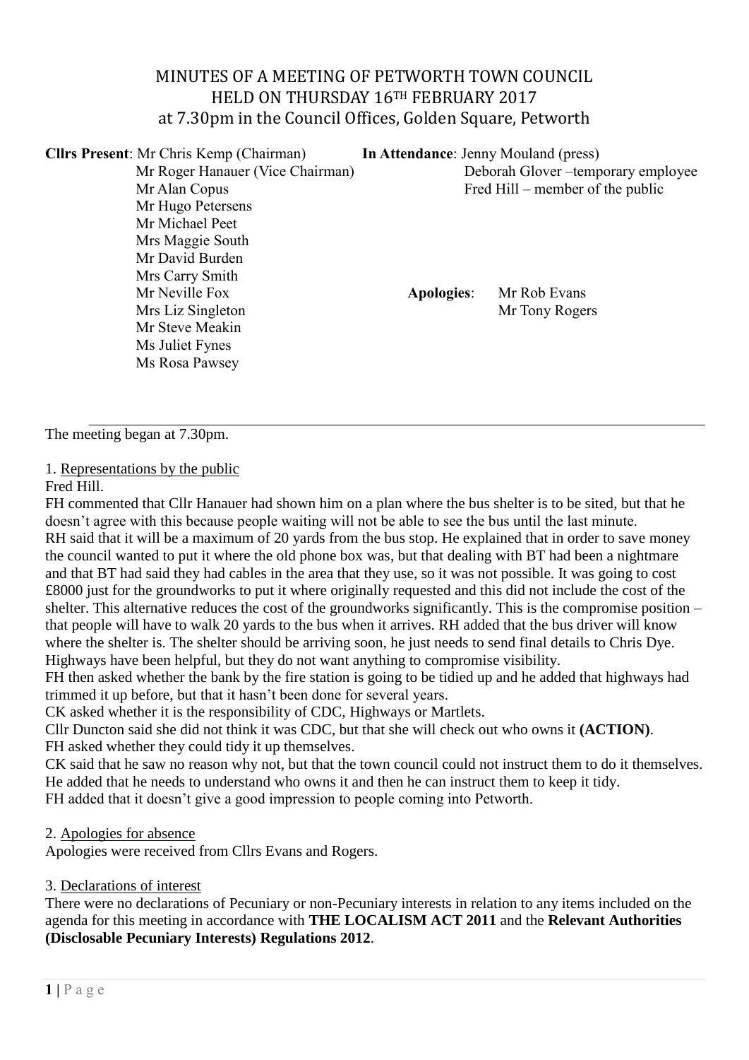# MINUTES OF A MEETING OF PETWORTH TOWN COUNCIL HELD ON THURSDAY 16TH FEBRUARY 2017
## at 7.30pm in the Council Offices, Golden Square, Petworth

**Cllrs Present**: Mr Chris Kemp (Chairman)
Mr Roger Hanauer (Vice Chairman)
Mr Alan Copus
Mr Hugo Petersens
Mr Michael Peet
Mrs Maggie South
Mr David Burden
Mrs Carry Smith
Mr Neville Fox
Mrs Liz Singleton
Mr Steve Meakin
Ms Juliet Fynes
Ms Rosa Pawsey

**In Attendance**: Jenny Mouland (press)
Deborah Glover –temporary employee
Fred Hill – member of the public

**Apologies**: Mr Rob Evans
Mr Tony Rogers

---

The meeting began at 7.30pm.

1. Representations by the public

Fred Hill.

FH commented that Cllr Hanauer had shown him on a plan where the bus shelter is to be sited, but that he doesn't agree with this because people waiting will not be able to see the bus until the last minute.

RH said that it will be a maximum of 20 yards from the bus stop. He explained that in order to save money the council wanted to put it where the old phone box was, but that dealing with BT had been a nightmare and that BT had said they had cables in the area that they use, so it was not possible. It was going to cost £8000 just for the groundworks to put it where originally requested and this did not include the cost of the shelter. This alternative reduces the cost of the groundworks significantly. This is the compromise position – that people will have to walk 20 yards to the bus when it arrives. RH added that the bus driver will know where the shelter is. The shelter should be arriving soon, he just needs to send final details to Chris Dye. Highways have been helpful, but they do not want anything to compromise visibility.

FH then asked whether the bank by the fire station is going to be tidied up and he added that highways had trimmed it up before, but that it hasn't been done for several years.

CK asked whether it is the responsibility of CDC, Highways or Martlets.

Cllr Duncton said she did not think it was CDC, but that she will check out who owns it **(ACTION)**.

FH asked whether they could tidy it up themselves.

CK said that he saw no reason why not, but that the town council could not instruct them to do it themselves. He added that he needs to understand who owns it and then he can instruct them to keep it tidy.

FH added that it doesn't give a good impression to people coming into Petworth.

2. Apologies for absence

Apologies were received from Cllrs Evans and Rogers.

3. Declarations of interest

There were no declarations of Pecuniary or non-Pecuniary interests in relation to any items included on the agenda for this meeting in accordance with **THE LOCALISM ACT 2011** and the **Relevant Authorities (Disclosable Pecuniary Interests) Regulations 2012**.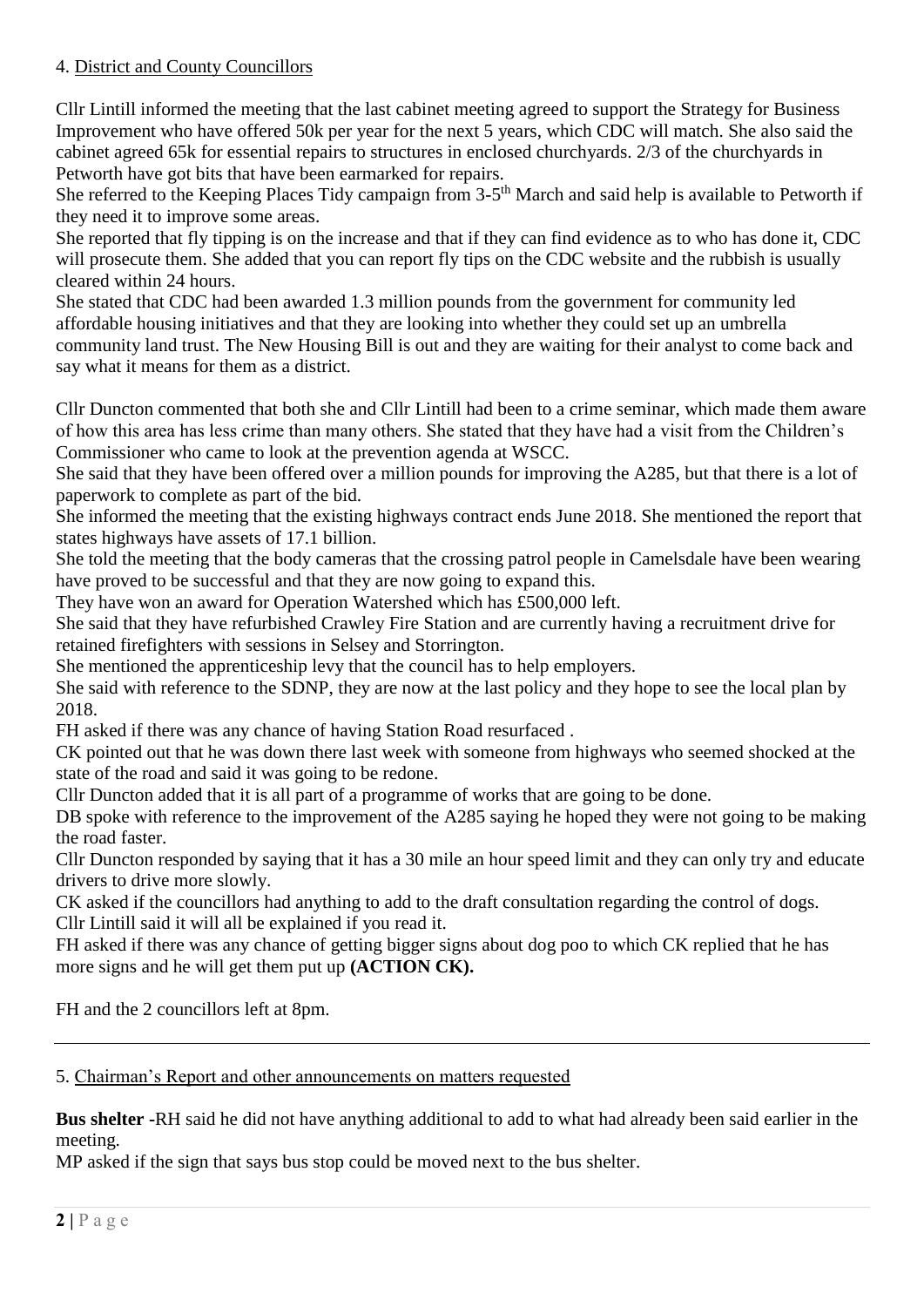4. District and County Councillors

Cllr Lintill informed the meeting that the last cabinet meeting agreed to support the Strategy for Business Improvement who have offered 50k per year for the next 5 years, which CDC will match. She also said the cabinet agreed 65k for essential repairs to structures in enclosed churchyards. 2/3 of the churchyards in Petworth have got bits that have been earmarked for repairs.

She referred to the Keeping Places Tidy campaign from 3-5th March and said help is available to Petworth if they need it to improve some areas.

She reported that fly tipping is on the increase and that if they can find evidence as to who has done it, CDC will prosecute them. She added that you can report fly tips on the CDC website and the rubbish is usually cleared within 24 hours.

She stated that CDC had been awarded 1.3 million pounds from the government for community led affordable housing initiatives and that they are looking into whether they could set up an umbrella community land trust. The New Housing Bill is out and they are waiting for their analyst to come back and say what it means for them as a district.

Cllr Duncton commented that both she and Cllr Lintill had been to a crime seminar, which made them aware of how this area has less crime than many others. She stated that they have had a visit from the Children's Commissioner who came to look at the prevention agenda at WSCC.

She said that they have been offered over a million pounds for improving the A285, but that there is a lot of paperwork to complete as part of the bid.

She informed the meeting that the existing highways contract ends June 2018. She mentioned the report that states highways have assets of 17.1 billion.

She told the meeting that the body cameras that the crossing patrol people in Camelsdale have been wearing have proved to be successful and that they are now going to expand this.

They have won an award for Operation Watershed which has £500,000 left.

She said that they have refurbished Crawley Fire Station and are currently having a recruitment drive for retained firefighters with sessions in Selsey and Storrington.

She mentioned the apprenticeship levy that the council has to help employers.

She said with reference to the SDNP, they are now at the last policy and they hope to see the local plan by 2018.

FH asked if there was any chance of having Station Road resurfaced .

CK pointed out that he was down there last week with someone from highways who seemed shocked at the state of the road and said it was going to be redone.

Cllr Duncton added that it is all part of a programme of works that are going to be done.

DB spoke with reference to the improvement of the A285 saying he hoped they were not going to be making the road faster.

Cllr Duncton responded by saying that it has a 30 mile an hour speed limit and they can only try and educate drivers to drive more slowly.

CK asked if the councillors had anything to add to the draft consultation regarding the control of dogs.

Cllr Lintill said it will all be explained if you read it.

FH asked if there was any chance of getting bigger signs about dog poo to which CK replied that he has more signs and he will get them put up **(ACTION CK).**

FH and the 2 councillors left at 8pm.

---

5. Chairman's Report and other announcements on matters requested

**Bus shelter -**RH said he did not have anything additional to add to what had already been said earlier in the meeting.

MP asked if the sign that says bus stop could be moved next to the bus shelter.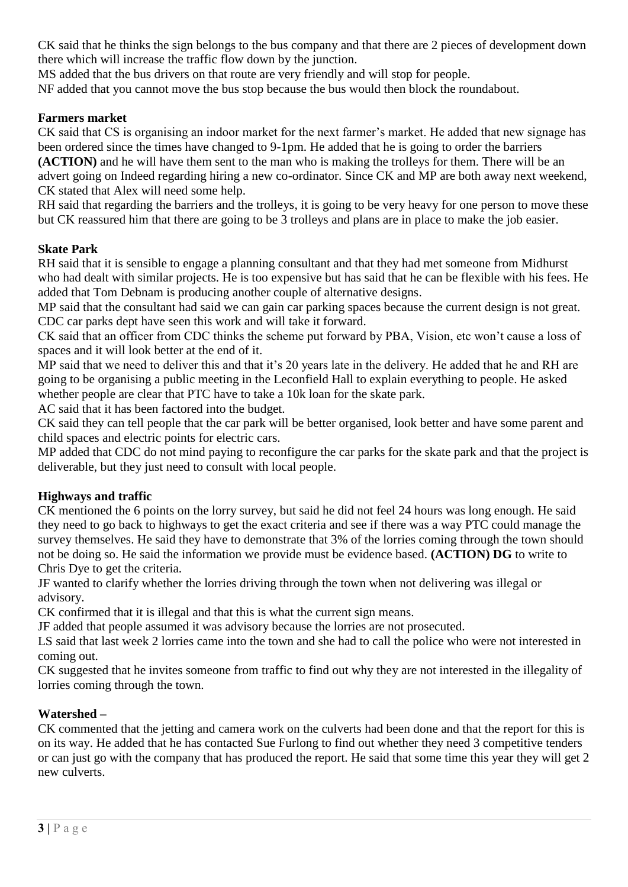CK said that he thinks the sign belongs to the bus company and that there are 2 pieces of development down there which will increase the traffic flow down by the junction.
MS added that the bus drivers on that route are very friendly and will stop for people.
NF added that you cannot move the bus stop because the bus would then block the roundabout.

**Farmers market**
CK said that CS is organising an indoor market for the next farmer's market. He added that new signage has been ordered since the times have changed to 9-1pm. He added that he is going to order the barriers **(ACTION)** and he will have them sent to the man who is making the trolleys for them. There will be an advert going on Indeed regarding hiring a new co-ordinator. Since CK and MP are both away next weekend, CK stated that Alex will need some help.
RH said that regarding the barriers and the trolleys, it is going to be very heavy for one person to move these but CK reassured him that there are going to be 3 trolleys and plans are in place to make the job easier.

**Skate Park**
RH said that it is sensible to engage a planning consultant and that they had met someone from Midhurst who had dealt with similar projects. He is too expensive but has said that he can be flexible with his fees. He added that Tom Debnam is producing another couple of alternative designs.
MP said that the consultant had said we can gain car parking spaces because the current design is not great. CDC car parks dept have seen this work and will take it forward.
CK said that an officer from CDC thinks the scheme put forward by PBA, Vision, etc won't cause a loss of spaces and it will look better at the end of it.
MP said that we need to deliver this and that it's 20 years late in the delivery. He added that he and RH are going to be organising a public meeting in the Leconfield Hall to explain everything to people. He asked whether people are clear that PTC have to take a 10k loan for the skate park.
AC said that it has been factored into the budget.
CK said they can tell people that the car park will be better organised, look better and have some parent and child spaces and electric points for electric cars.
MP added that CDC do not mind paying to reconfigure the car parks for the skate park and that the project is deliverable, but they just need to consult with local people.

**Highways and traffic**
CK mentioned the 6 points on the lorry survey, but said he did not feel 24 hours was long enough. He said they need to go back to highways to get the exact criteria and see if there was a way PTC could manage the survey themselves. He said they have to demonstrate that 3% of the lorries coming through the town should not be doing so. He said the information we provide must be evidence based. **(ACTION) DG** to write to Chris Dye to get the criteria.
JF wanted to clarify whether the lorries driving through the town when not delivering was illegal or advisory.
CK confirmed that it is illegal and that this is what the current sign means.
JF added that people assumed it was advisory because the lorries are not prosecuted.
LS said that last week 2 lorries came into the town and she had to call the police who were not interested in coming out.
CK suggested that he invites someone from traffic to find out why they are not interested in the illegality of lorries coming through the town.

**Watershed –**
CK commented that the jetting and camera work on the culverts had been done and that the report for this is on its way. He added that he has contacted Sue Furlong to find out whether they need 3 competitive tenders or can just go with the company that has produced the report. He said that some time this year they will get 2 new culverts.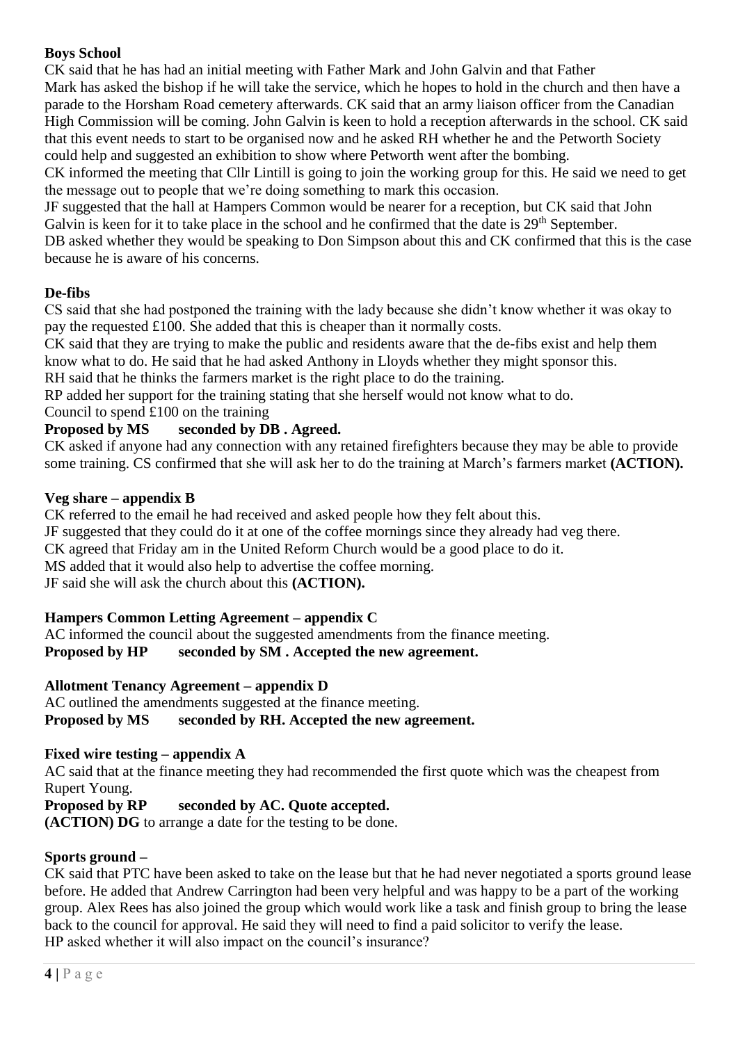**Boys School**

CK said that he has had an initial meeting with Father Mark and John Galvin and that Father Mark has asked the bishop if he will take the service, which he hopes to hold in the church and then have a parade to the Horsham Road cemetery afterwards. CK said that an army liaison officer from the Canadian High Commission will be coming. John Galvin is keen to hold a reception afterwards in the school. CK said that this event needs to start to be organised now and he asked RH whether he and the Petworth Society could help and suggested an exhibition to show where Petworth went after the bombing.

CK informed the meeting that Cllr Lintill is going to join the working group for this. He said we need to get the message out to people that we're doing something to mark this occasion.

JF suggested that the hall at Hampers Common would be nearer for a reception, but CK said that John Galvin is keen for it to take place in the school and he confirmed that the date is 29th September.

DB asked whether they would be speaking to Don Simpson about this and CK confirmed that this is the case because he is aware of his concerns.

**De-fibs**

CS said that she had postponed the training with the lady because she didn't know whether it was okay to pay the requested £100. She added that this is cheaper than it normally costs.

CK said that they are trying to make the public and residents aware that the de-fibs exist and help them know what to do. He said that he had asked Anthony in Lloyds whether they might sponsor this.

RH said that he thinks the farmers market is the right place to do the training.

RP added her support for the training stating that she herself would not know what to do.

Council to spend £100 on the training

**Proposed by MS seconded by DB . Agreed.**

CK asked if anyone had any connection with any retained firefighters because they may be able to provide some training. CS confirmed that she will ask her to do the training at March's farmers market **(ACTION).**

**Veg share – appendix B**

CK referred to the email he had received and asked people how they felt about this.

JF suggested that they could do it at one of the coffee mornings since they already had veg there.

CK agreed that Friday am in the United Reform Church would be a good place to do it.

MS added that it would also help to advertise the coffee morning.

JF said she will ask the church about this **(ACTION).**

**Hampers Common Letting Agreement – appendix C**

AC informed the council about the suggested amendments from the finance meeting.

**Proposed by HP seconded by SM . Accepted the new agreement.**

**Allotment Tenancy Agreement – appendix D**

AC outlined the amendments suggested at the finance meeting.

**Proposed by MS seconded by RH. Accepted the new agreement.**

**Fixed wire testing – appendix A**

AC said that at the finance meeting they had recommended the first quote which was the cheapest from Rupert Young.

**Proposed by RP seconded by AC. Quote accepted.**

**(ACTION) DG** to arrange a date for the testing to be done.

**Sports ground –**

CK said that PTC have been asked to take on the lease but that he had never negotiated a sports ground lease before. He added that Andrew Carrington had been very helpful and was happy to be a part of the working group. Alex Rees has also joined the group which would work like a task and finish group to bring the lease back to the council for approval. He said they will need to find a paid solicitor to verify the lease.

HP asked whether it will also impact on the council's insurance?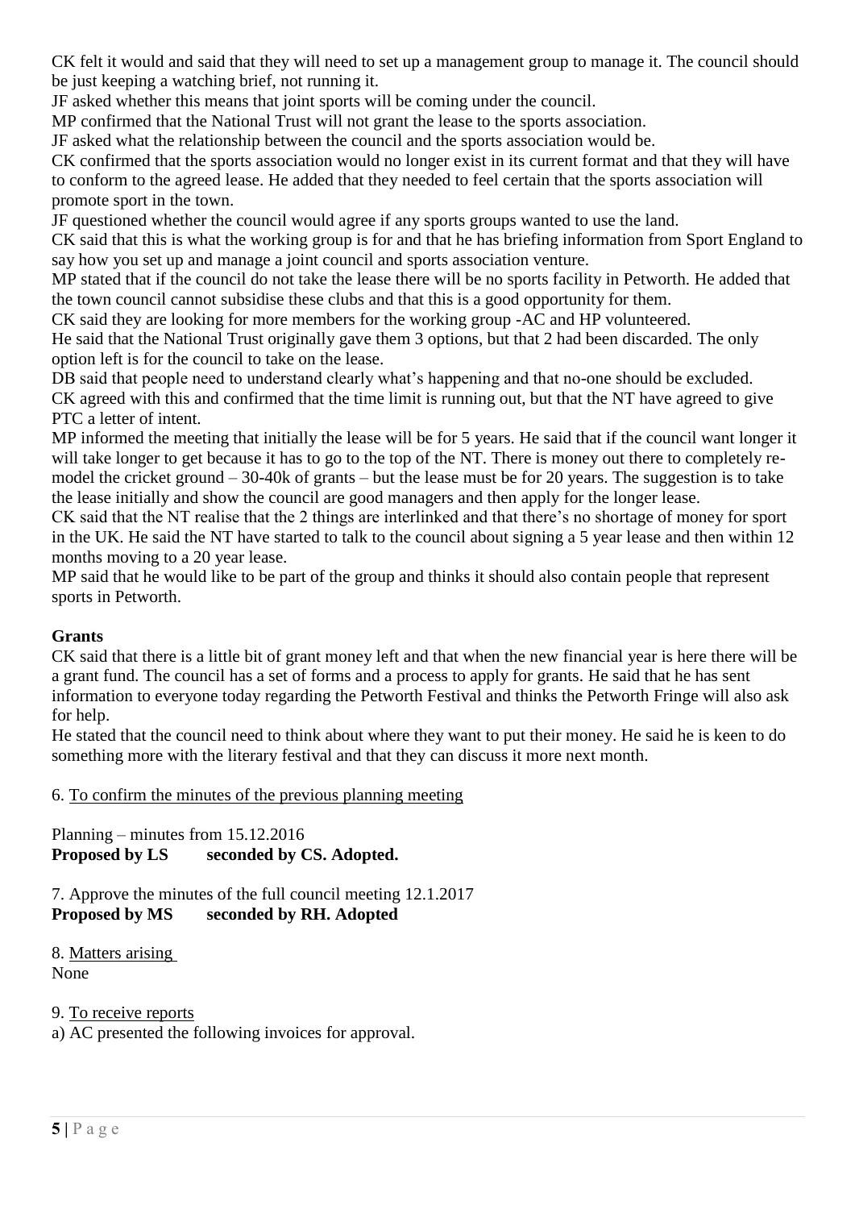CK felt it would and said that they will need to set up a management group to manage it. The council should be just keeping a watching brief, not running it.

JF asked whether this means that joint sports will be coming under the council.

MP confirmed that the National Trust will not grant the lease to the sports association.

JF asked what the relationship between the council and the sports association would be.

CK confirmed that the sports association would no longer exist in its current format and that they will have to conform to the agreed lease. He added that they needed to feel certain that the sports association will promote sport in the town.

JF questioned whether the council would agree if any sports groups wanted to use the land.

CK said that this is what the working group is for and that he has briefing information from Sport England to say how you set up and manage a joint council and sports association venture.

MP stated that if the council do not take the lease there will be no sports facility in Petworth. He added that the town council cannot subsidise these clubs and that this is a good opportunity for them.

CK said they are looking for more members for the working group -AC and HP volunteered.

He said that the National Trust originally gave them 3 options, but that 2 had been discarded. The only option left is for the council to take on the lease.

DB said that people need to understand clearly what's happening and that no-one should be excluded.

CK agreed with this and confirmed that the time limit is running out, but that the NT have agreed to give PTC a letter of intent.

MP informed the meeting that initially the lease will be for 5 years. He said that if the council want longer it will take longer to get because it has to go to the top of the NT. There is money out there to completely re-model the cricket ground – 30-40k of grants – but the lease must be for 20 years. The suggestion is to take the lease initially and show the council are good managers and then apply for the longer lease.

CK said that the NT realise that the 2 things are interlinked and that there's no shortage of money for sport in the UK. He said the NT have started to talk to the council about signing a 5 year lease and then within 12 months moving to a 20 year lease.

MP said that he would like to be part of the group and thinks it should also contain people that represent sports in Petworth.

**Grants**

CK said that there is a little bit of grant money left and that when the new financial year is here there will be a grant fund. The council has a set of forms and a process to apply for grants. He said that he has sent information to everyone today regarding the Petworth Festival and thinks the Petworth Fringe will also ask for help.

He stated that the council need to think about where they want to put their money. He said he is keen to do something more with the literary festival and that they can discuss it more next month.

6. To confirm the minutes of the previous planning meeting

Planning – minutes from 15.12.2016
**Proposed by LS seconded by CS. Adopted.**

7. Approve the minutes of the full council meeting 12.1.2017
**Proposed by MS seconded by RH. Adopted**

8. Matters arising
None

9. To receive reports

a) AC presented the following invoices for approval.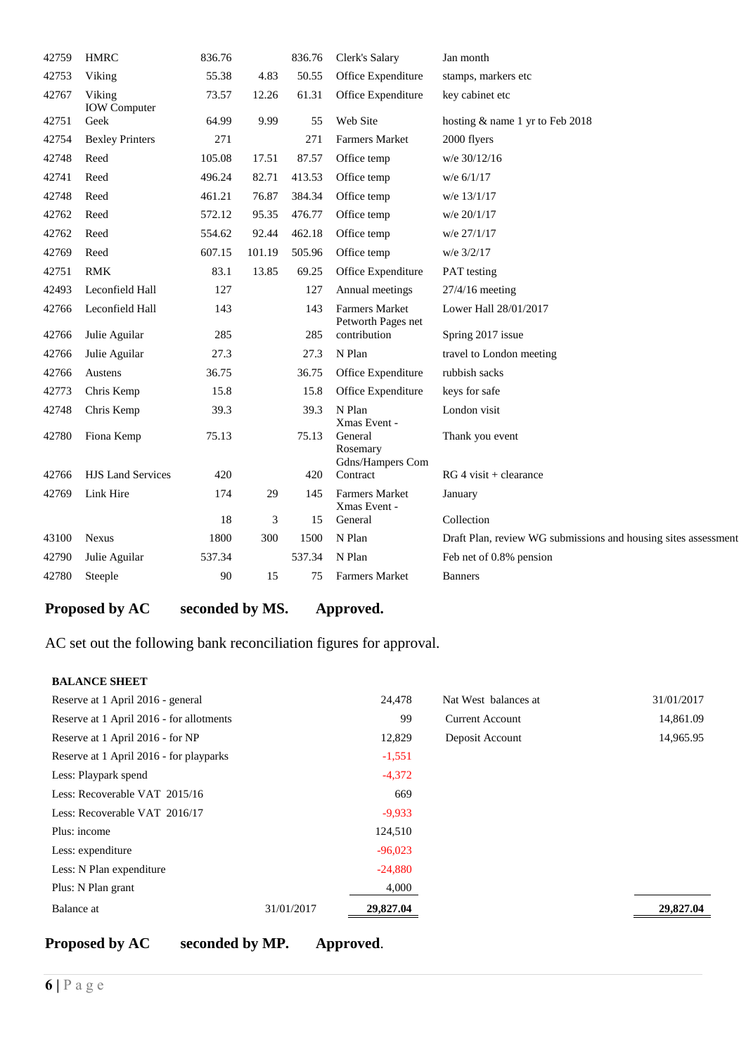| | | | | | | |
|---|---|---|---|---|---|---|
| 42759 | HMRC | 836.76 | | 836.76 | Clerk's Salary | Jan month |
| 42753 | Viking | 55.38 | 4.83 | 50.55 | Office Expenditure | stamps, markers etc |
| 42767 | Viking | 73.57 | 12.26 | 61.31 | Office Expenditure | key cabinet etc |
| 42751 | IOW Computer Geek | 64.99 | 9.99 | 55 | Web Site | hosting & name 1 yr to Feb 2018 |
| 42754 | Bexley Printers | 271 | | 271 | Farmers Market | 2000 flyers |
| 42748 | Reed | 105.08 | 17.51 | 87.57 | Office temp | w/e 30/12/16 |
| 42741 | Reed | 496.24 | 82.71 | 413.53 | Office temp | w/e 6/1/17 |
| 42748 | Reed | 461.21 | 76.87 | 384.34 | Office temp | w/e 13/1/17 |
| 42762 | Reed | 572.12 | 95.35 | 476.77 | Office temp | w/e 20/1/17 |
| 42762 | Reed | 554.62 | 92.44 | 462.18 | Office temp | w/e 27/1/17 |
| 42769 | Reed | 607.15 | 101.19 | 505.96 | Office temp | w/e 3/2/17 |
| 42751 | RMK | 83.1 | 13.85 | 69.25 | Office Expenditure | PAT testing |
| 42493 | Leconfield Hall | 127 | | 127 | Annual meetings | 27/4/16 meeting |
| 42766 | Leconfield Hall | 143 | | 143 | Farmers Market | Lower Hall 28/01/2017 |
| 42766 | Julie Aguilar | 285 | | 285 | Petworth Pages net contribution | Spring 2017 issue |
| 42766 | Julie Aguilar | 27.3 | | 27.3 | N Plan | travel to London meeting |
| 42766 | Austens | 36.75 | | 36.75 | Office Expenditure | rubbish sacks |
| 42773 | Chris Kemp | 15.8 | | 15.8 | Office Expenditure | keys for safe |
| 42748 | Chris Kemp | 39.3 | | 39.3 | N Plan | London visit |
| 42780 | Fiona Kemp | 75.13 | | 75.13 | Xmas Event - General | Thank you event |
| 42766 | HJS Land Services | 420 | | 420 | Rosemary Gdns/Hampers Com Contract | RG 4 visit + clearance |
| 42769 | Link Hire | 174 | 29 | 145 | Farmers Market | January |
| | | 18 | 3 | 15 | Xmas Event - General | Collection |
| 43100 | Nexus | 1800 | 300 | 1500 | N Plan | Draft Plan, review WG submissions and housing sites assessment |
| 42790 | Julie Aguilar | 537.34 | | 537.34 | N Plan | Feb net of 0.8% pension |
| 42780 | Steeple | 90 | 15 | 75 | Farmers Market | Banners |

**Proposed by AC seconded by MS. Approved.**

AC set out the following bank reconciliation figures for approval.

**BALANCE SHEET**

| | | | | |
|---|---|---|---|---|
| Reserve at 1 April 2016 - general | | 24,478 | Nat West balances at | 31/01/2017 |
| Reserve at 1 April 2016 - for allotments | | 99 | Current Account | 14,861.09 |
| Reserve at 1 April 2016 - for NP | | 12,829 | Deposit Account | 14,965.95 |
| Reserve at 1 April 2016 - for playparks | | -1,551 | | |
| Less: Playpark spend | | -4,372 | | |
| Less: Recoverable VAT 2015/16 | | 669 | | |
| Less: Recoverable VAT 2016/17 | | -9,933 | | |
| Plus: income | | 124,510 | | |
| Less: expenditure | | -96,023 | | |
| Less: N Plan expenditure | | -24,880 | | |
| Plus: N Plan grant | | 4,000 | | |
| Balance at | 31/01/2017 | **29,827.04** | | **29,827.04** |

**Proposed by AC seconded by MP. Approved.**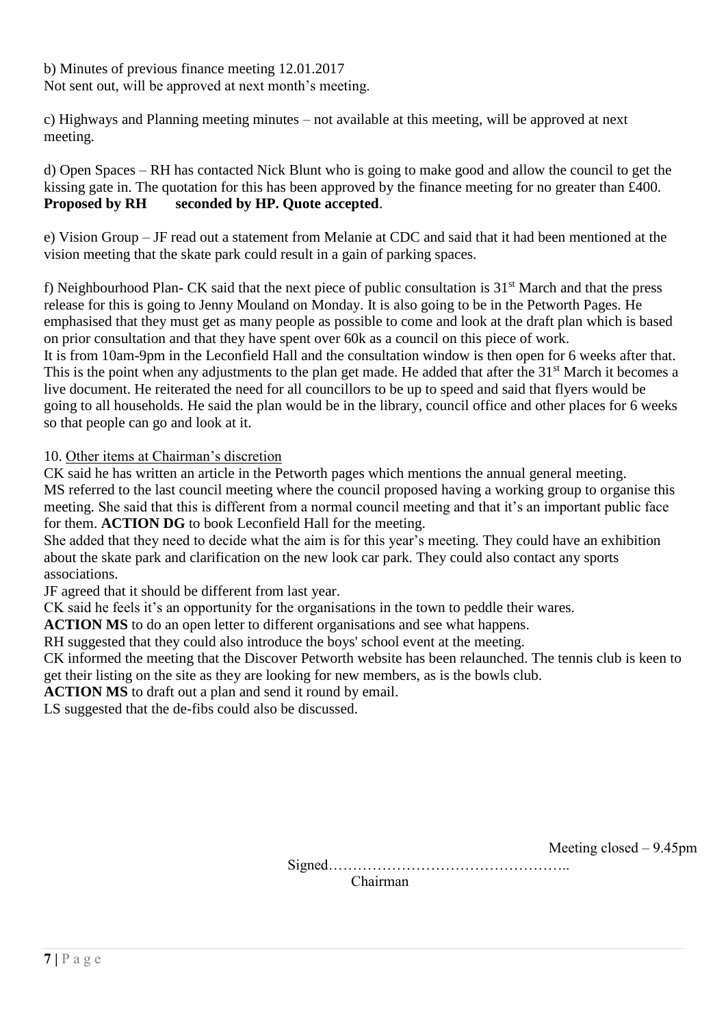b) Minutes of previous finance meeting 12.01.2017
Not sent out, will be approved at next month's meeting.

c) Highways and Planning meeting minutes – not available at this meeting, will be approved at next meeting.

d) Open Spaces – RH has contacted Nick Blunt who is going to make good and allow the council to get the kissing gate in. The quotation for this has been approved by the finance meeting for no greater than £400.
**Proposed by RH seconded by HP. Quote accepted**.

e) Vision Group – JF read out a statement from Melanie at CDC and said that it had been mentioned at the vision meeting that the skate park could result in a gain of parking spaces.

f) Neighbourhood Plan- CK said that the next piece of public consultation is 31st March and that the press release for this is going to Jenny Mouland on Monday. It is also going to be in the Petworth Pages. He emphasised that they must get as many people as possible to come and look at the draft plan which is based on prior consultation and that they have spent over 60k as a council on this piece of work.
It is from 10am-9pm in the Leconfield Hall and the consultation window is then open for 6 weeks after that. This is the point when any adjustments to the plan get made. He added that after the 31st March it becomes a live document. He reiterated the need for all councillors to be up to speed and said that flyers would be going to all households. He said the plan would be in the library, council office and other places for 6 weeks so that people can go and look at it.

10. Other items at Chairman's discretion
CK said he has written an article in the Petworth pages which mentions the annual general meeting.
MS referred to the last council meeting where the council proposed having a working group to organise this meeting. She said that this is different from a normal council meeting and that it's an important public face for them. **ACTION DG** to book Leconfield Hall for the meeting.
She added that they need to decide what the aim is for this year's meeting. They could have an exhibition about the skate park and clarification on the new look car park. They could also contact any sports associations.
JF agreed that it should be different from last year.
CK said he feels it's an opportunity for the organisations in the town to peddle their wares.
**ACTION MS** to do an open letter to different organisations and see what happens.
RH suggested that they could also introduce the boys' school event at the meeting.
CK informed the meeting that the Discover Petworth website has been relaunched. The tennis club is keen to get their listing on the site as they are looking for new members, as is the bowls club.
**ACTION MS** to draft out a plan and send it round by email.
LS suggested that the de-fibs could also be discussed.

Meeting closed – 9.45pm

Signed…………………………………………..
Chairman